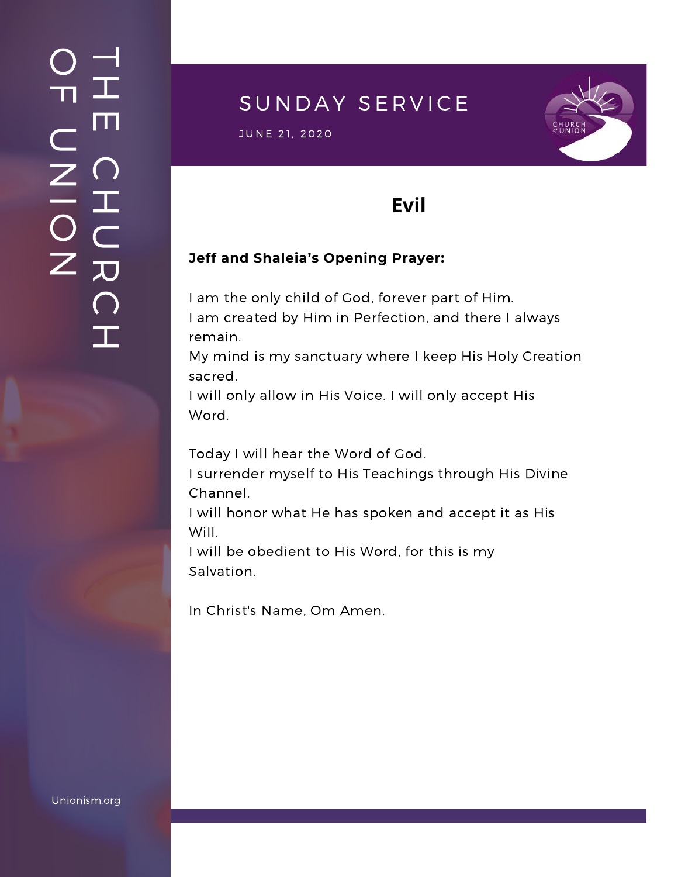THE CHURCH OF UNION

# SUNDAY SERVICE

JUNE 21, 2020

## Evil

**Jeff and Shaleia's Opening Prayer:**

I am the only child of God, forever part of Him.
I am created by Him in Perfection, and there I always remain.
My mind is my sanctuary where I keep His Holy Creation sacred.
I will only allow in His Voice. I will only accept His Word.

Today I will hear the Word of God.
I surrender myself to His Teachings through His Divine Channel.
I will honor what He has spoken and accept it as His Will.
I will be obedient to His Word, for this is my Salvation.

In Christ's Name, Om Amen.

Unionism.org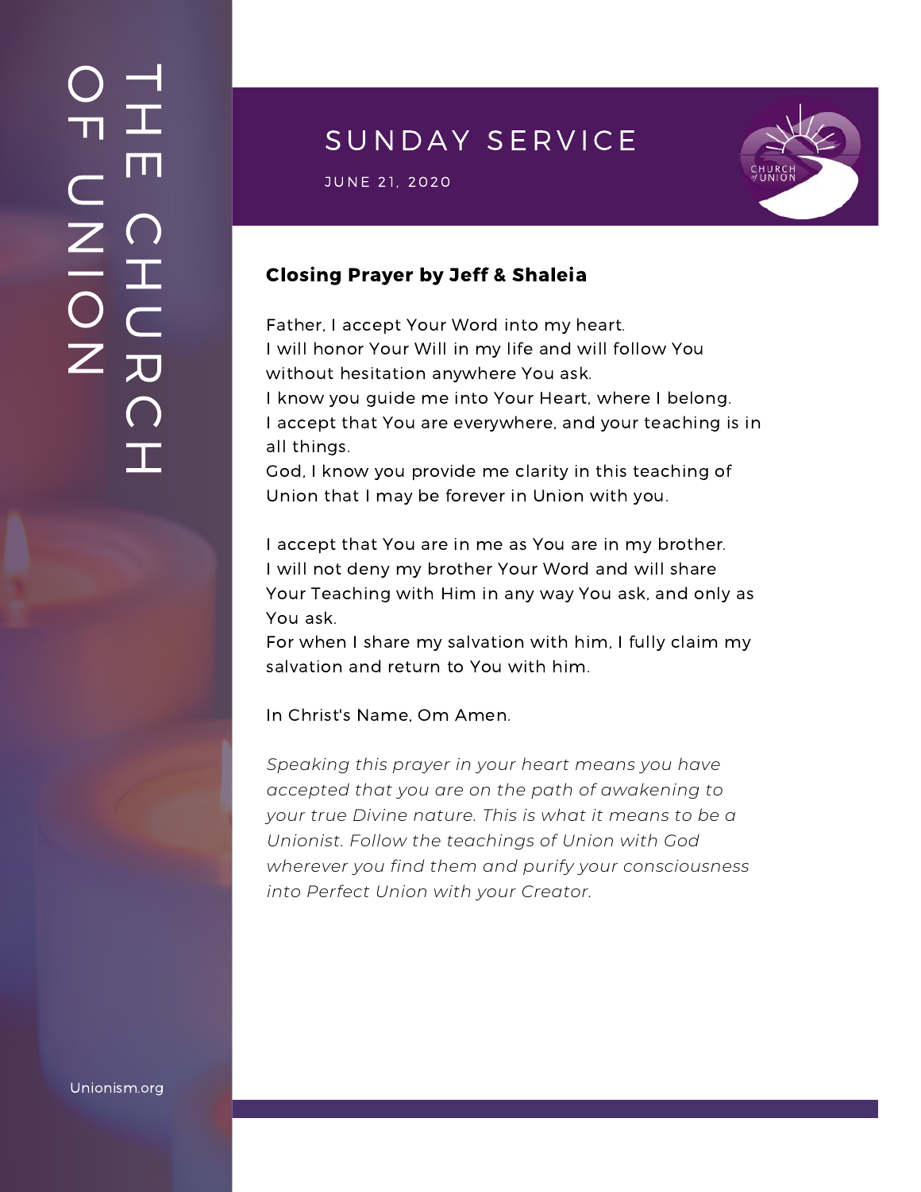## SUNDAY SERVICE

JUNE 21, 2020

**Closing Prayer by Jeff & Shaleia**

Father, I accept Your Word into my heart.
I will honor Your Will in my life and will follow You without hesitation anywhere You ask.
I know you guide me into Your Heart, where I belong.
I accept that You are everywhere, and your teaching is in all things.
God, I know you provide me clarity in this teaching of Union that I may be forever in Union with you.

I accept that You are in me as You are in my brother.
I will not deny my brother Your Word and will share Your Teaching with Him in any way You ask, and only as You ask.
For when I share my salvation with him, I fully claim my salvation and return to You with him.

In Christ's Name, Om Amen.

*Speaking this prayer in your heart means you have accepted that you are on the path of awakening to your true Divine nature. This is what it means to be a Unionist. Follow the teachings of Union with God wherever you find them and purify your consciousness into Perfect Union with your Creator.*